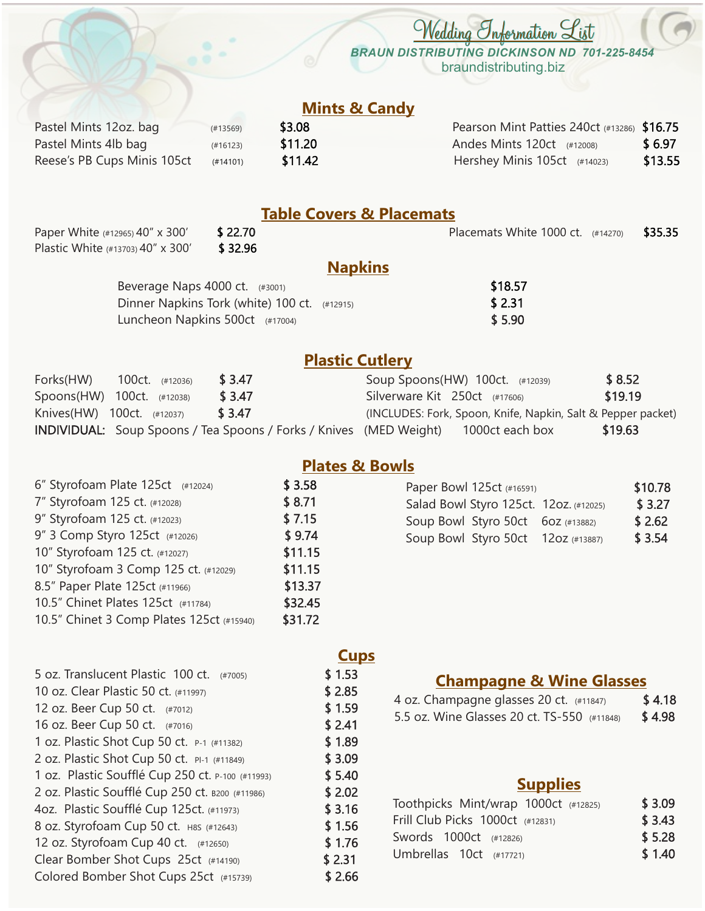# Wedding Information List

**BRAUN DISTRIBUTING DICKINSON ND 701-225-8454**

braundistributing.biz

## Mints & Candy

| Item | Item # | Price |
|---|---|---|
| Pastel Mints 12oz. bag | (#13569) | $3.08 |
| Pastel Mints 4lb bag | (#16123) | $11.20 |
| Reese's PB Cups Minis 105ct | (#14101) | $11.42 |
| Pearson Mint Patties 240ct | (#13286) | $16.75 |
| Andes Mints 120ct | (#12008) | $ 6.97 |
| Hershey Minis 105ct | (#14023) | $13.55 |

## Table Covers & Placemats

| Item | Item # | Price |
|---|---|---|
| Paper White 40" x 300' | (#12965) | $ 22.70 |
| Plastic White 40" x 300' | (#13703) | $ 32.96 |
| Placemats White 1000 ct. | (#14270) | $35.35 |

## Napkins

| Item | Item # | Price |
|---|---|---|
| Beverage Naps 4000 ct. | (#3001) | $18.57 |
| Dinner Napkins Tork (white) 100 ct. | (#12915) | $ 2.31 |
| Luncheon Napkins 500ct | (#17004) | $ 5.90 |

## Plastic Cutlery

| Item | Item # | Price |
|---|---|---|
| Forks(HW) 100ct. | (#12036) | $ 3.47 |
| Spoons(HW) 100ct. | (#12038) | $ 3.47 |
| Knives(HW) 100ct. | (#12037) | $ 3.47 |
| Soup Spoons(HW) 100ct. | (#12039) | $ 8.52 |
| Silverware Kit 250ct | (#17606) | $19.19 |

(INCLUDES: Fork, Spoon, Knife, Napkin, Salt & Pepper packet)

**INDIVIDUAL:** Soup Spoons / Tea Spoons / Forks / Knives (MED Weight) 1000ct each box $19.63

## Plates & Bowls

| Item | Item # | Price |
|---|---|---|
| 6" Styrofoam Plate 125ct | (#12024) | $ 3.58 |
| 7" Styrofoam 125 ct. | (#12028) | $ 8.71 |
| 9" Styrofoam 125 ct. | (#12023) | $ 7.15 |
| 9" 3 Comp Styro 125ct | (#12026) | $ 9.74 |
| 10" Styrofoam 125 ct. | (#12027) | $11.15 |
| 10" Styrofoam 3 Comp 125 ct. | (#12029) | $11.15 |
| 8.5" Paper Plate 125ct | (#11966) | $13.37 |
| 10.5" Chinet Plates 125ct | (#11784) | $32.45 |
| 10.5" Chinet 3 Comp Plates 125ct | (#15940) | $31.72 |
| Paper Bowl 125ct | (#16591) | $10.78 |
| Salad Bowl Styro 125ct. 12oz. | (#12025) | $ 3.27 |
| Soup Bowl Styro 50ct 6oz | (#13882) | $ 2.62 |
| Soup Bowl Styro 50ct 12oz | (#13887) | $ 3.54 |

## Cups

| Item | Item # | Price |
|---|---|---|
| 5 oz. Translucent Plastic 100 ct. | (#7005) | $ 1.53 |
| 10 oz. Clear Plastic 50 ct. | (#11997) | $ 2.85 |
| 12 oz. Beer Cup 50 ct. | (#7012) | $ 1.59 |
| 16 oz. Beer Cup 50 ct. | (#7016) | $ 2.41 |
| 1 oz. Plastic Shot Cup 50 ct. P-1 | (#11382) | $ 1.89 |
| 2 oz. Plastic Shot Cup 50 ct. PI-1 | (#11849) | $ 3.09 |
| 1 oz. Plastic Soufflé Cup 250 ct. P-100 | (#11993) | $ 5.40 |
| 2 oz. Plastic Soufflé Cup 250 ct. B200 | (#11986) | $ 2.02 |
| 4oz. Plastic Soufflé Cup 125ct. | (#11973) | $ 3.16 |
| 8 oz. Styrofoam Cup 50 ct. H8S | (#12643) | $ 1.56 |
| 12 oz. Styrofoam Cup 40 ct. | (#12650) | $ 1.76 |
| Clear Bomber Shot Cups 25ct | (#14190) | $ 2.31 |
| Colored Bomber Shot Cups 25ct | (#15739) | $ 2.66 |

## Champagne & Wine Glasses

| Item | Item # | Price |
|---|---|---|
| 4 oz. Champagne glasses 20 ct. | (#11847) | $ 4.18 |
| 5.5 oz. Wine Glasses 20 ct. TS-550 | (#11848) | $ 4.98 |

## Supplies

| Item | Item # | Price |
|---|---|---|
| Toothpicks Mint/wrap 1000ct | (#12825) | $ 3.09 |
| Frill Club Picks 1000ct | (#12831) | $ 3.43 |
| Swords 1000ct | (#12826) | $ 5.28 |
| Umbrellas 10ct | (#17721) | $ 1.40 |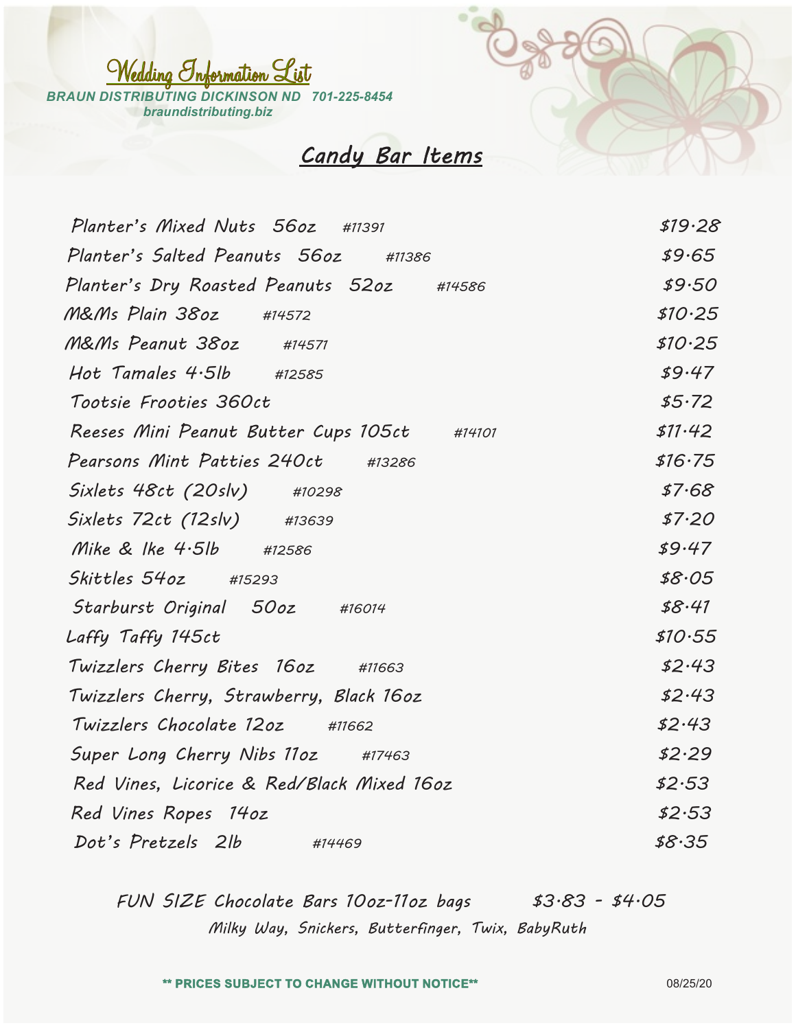# Wedding Information List

**BRAUN DISTRIBUTING DICKINSON ND 701-225-8454**
**braundistributing.biz**

## Candy Bar Items

| | |
|---|---|
| Planter's Mixed Nuts 56oz #11391 | $19.28 |
| Planter's Salted Peanuts 56oz #11386 | $9.65 |
| Planter's Dry Roasted Peanuts 52oz #14586 | $9.50 |
| M&Ms Plain 38oz #14572 | $10.25 |
| M&Ms Peanut 38oz #14571 | $10.25 |
| Hot Tamales 4.5lb #12585 | $9.47 |
| Tootsie Frooties 360ct | $5.72 |
| Reeses Mini Peanut Butter Cups 105ct #14101 | $11.42 |
| Pearsons Mint Patties 240ct #13286 | $16.75 |
| Sixlets 48ct (20slv) #10298 | $7.68 |
| Sixlets 72ct (12slv) #13639 | $7.20 |
| Mike & Ike 4.5lb #12586 | $9.47 |
| Skittles 54oz #15293 | $8.05 |
| Starburst Original 50oz #16014 | $8.41 |
| Laffy Taffy 145ct | $10.55 |
| Twizzlers Cherry Bites 16oz #11663 | $2.43 |
| Twizzlers Cherry, Strawberry, Black 16oz | $2.43 |
| Twizzlers Chocolate 12oz #11662 | $2.43 |
| Super Long Cherry Nibs 11oz #17463 | $2.29 |
| Red Vines, Licorice & Red/Black Mixed 16oz | $2.53 |
| Red Vines Ropes 14oz | $2.53 |
| Dot's Pretzels 2lb #14469 | $8.35 |

FUN SIZE Chocolate Bars 10oz-11oz bags $3.83 - $4.05

Milky Way, Snickers, Butterfinger, Twix, BabyRuth

**** PRICES SUBJECT TO CHANGE WITHOUT NOTICE****

08/25/20